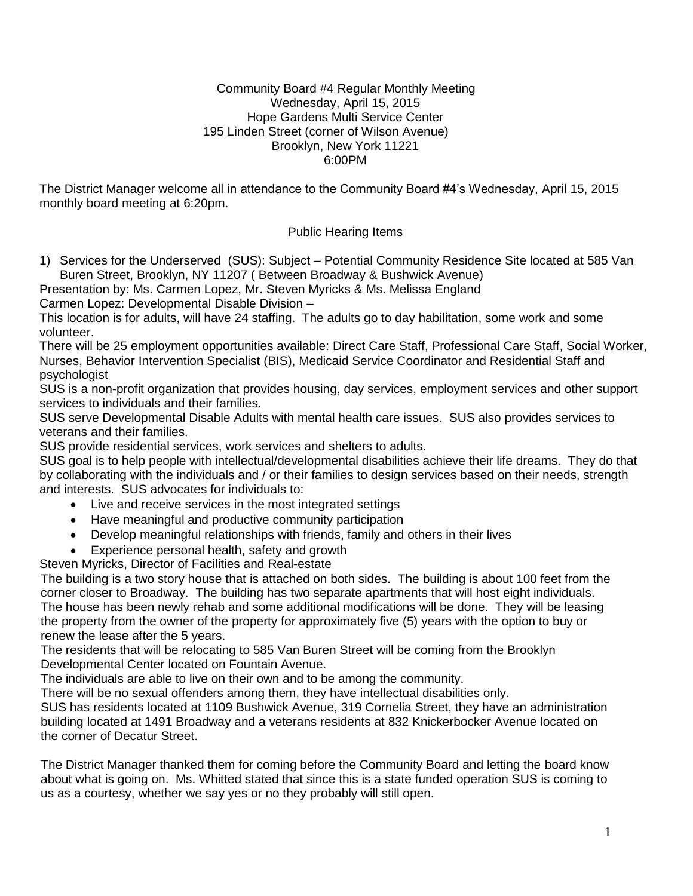Community Board #4 Regular Monthly Meeting
Wednesday, April 15, 2015
Hope Gardens Multi Service Center
195 Linden Street (corner of Wilson Avenue)
Brooklyn, New York 11221
6:00PM

The District Manager welcome all in attendance to the Community Board #4's Wednesday, April 15, 2015 monthly board meeting at 6:20pm.

Public Hearing Items

1) Services for the Underserved (SUS): Subject – Potential Community Residence Site located at 585 Van Buren Street, Brooklyn, NY 11207 ( Between Broadway & Bushwick Avenue)

Presentation by: Ms. Carmen Lopez, Mr. Steven Myricks & Ms. Melissa England

Carmen Lopez: Developmental Disable Division –

This location is for adults, will have 24 staffing. The adults go to day habilitation, some work and some volunteer.

There will be 25 employment opportunities available: Direct Care Staff, Professional Care Staff, Social Worker, Nurses, Behavior Intervention Specialist (BIS), Medicaid Service Coordinator and Residential Staff and psychologist

SUS is a non-profit organization that provides housing, day services, employment services and other support services to individuals and their families.

SUS serve Developmental Disable Adults with mental health care issues. SUS also provides services to veterans and their families.

SUS provide residential services, work services and shelters to adults.

SUS goal is to help people with intellectual/developmental disabilities achieve their life dreams. They do that by collaborating with the individuals and / or their families to design services based on their needs, strength and interests. SUS advocates for individuals to:

- Live and receive services in the most integrated settings
- Have meaningful and productive community participation
- Develop meaningful relationships with friends, family and others in their lives
- Experience personal health, safety and growth

Steven Myricks, Director of Facilities and Real-estate

The building is a two story house that is attached on both sides. The building is about 100 feet from the corner closer to Broadway. The building has two separate apartments that will host eight individuals. The house has been newly rehab and some additional modifications will be done. They will be leasing the property from the owner of the property for approximately five (5) years with the option to buy or renew the lease after the 5 years.

The residents that will be relocating to 585 Van Buren Street will be coming from the Brooklyn Developmental Center located on Fountain Avenue.

The individuals are able to live on their own and to be among the community.

There will be no sexual offenders among them, they have intellectual disabilities only.

SUS has residents located at 1109 Bushwick Avenue, 319 Cornelia Street, they have an administration building located at 1491 Broadway and a veterans residents at 832 Knickerbocker Avenue located on the corner of Decatur Street.

The District Manager thanked them for coming before the Community Board and letting the board know about what is going on. Ms. Whitted stated that since this is a state funded operation SUS is coming to us as a courtesy, whether we say yes or no they probably will still open.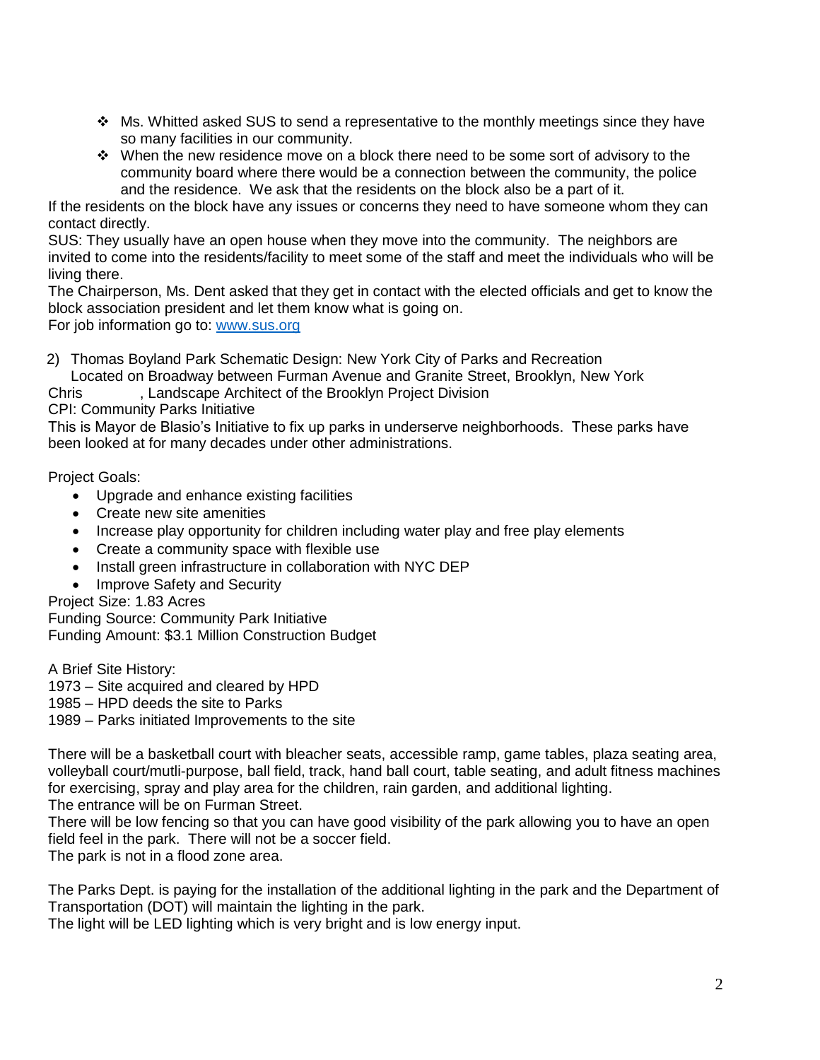- Ms. Whitted asked SUS to send a representative to the monthly meetings since they have so many facilities in our community.
- When the new residence move on a block there need to be some sort of advisory to the community board where there would be a connection between the community, the police and the residence. We ask that the residents on the block also be a part of it.

If the residents on the block have any issues or concerns they need to have someone whom they can contact directly.
SUS: They usually have an open house when they move into the community. The neighbors are invited to come into the residents/facility to meet some of the staff and meet the individuals who will be living there.
The Chairperson, Ms. Dent asked that they get in contact with the elected officials and get to know the block association president and let them know what is going on.
For job information go to: www.sus.org

2) Thomas Boyland Park Schematic Design: New York City of Parks and Recreation
   Located on Broadway between Furman Avenue and Granite Street, Brooklyn, New York
Chris , Landscape Architect of the Brooklyn Project Division
CPI: Community Parks Initiative
This is Mayor de Blasio's Initiative to fix up parks in underserve neighborhoods. These parks have been looked at for many decades under other administrations.

Project Goals:

- Upgrade and enhance existing facilities
- Create new site amenities
- Increase play opportunity for children including water play and free play elements
- Create a community space with flexible use
- Install green infrastructure in collaboration with NYC DEP
- Improve Safety and Security

Project Size: 1.83 Acres
Funding Source: Community Park Initiative
Funding Amount: $3.1 Million Construction Budget

A Brief Site History:
1973 – Site acquired and cleared by HPD
1985 – HPD deeds the site to Parks
1989 – Parks initiated Improvements to the site

There will be a basketball court with bleacher seats, accessible ramp, game tables, plaza seating area, volleyball court/mutli-purpose, ball field, track, hand ball court, table seating, and adult fitness machines for exercising, spray and play area for the children, rain garden, and additional lighting.
The entrance will be on Furman Street.
There will be low fencing so that you can have good visibility of the park allowing you to have an open field feel in the park. There will not be a soccer field.
The park is not in a flood zone area.

The Parks Dept. is paying for the installation of the additional lighting in the park and the Department of Transportation (DOT) will maintain the lighting in the park.
The light will be LED lighting which is very bright and is low energy input.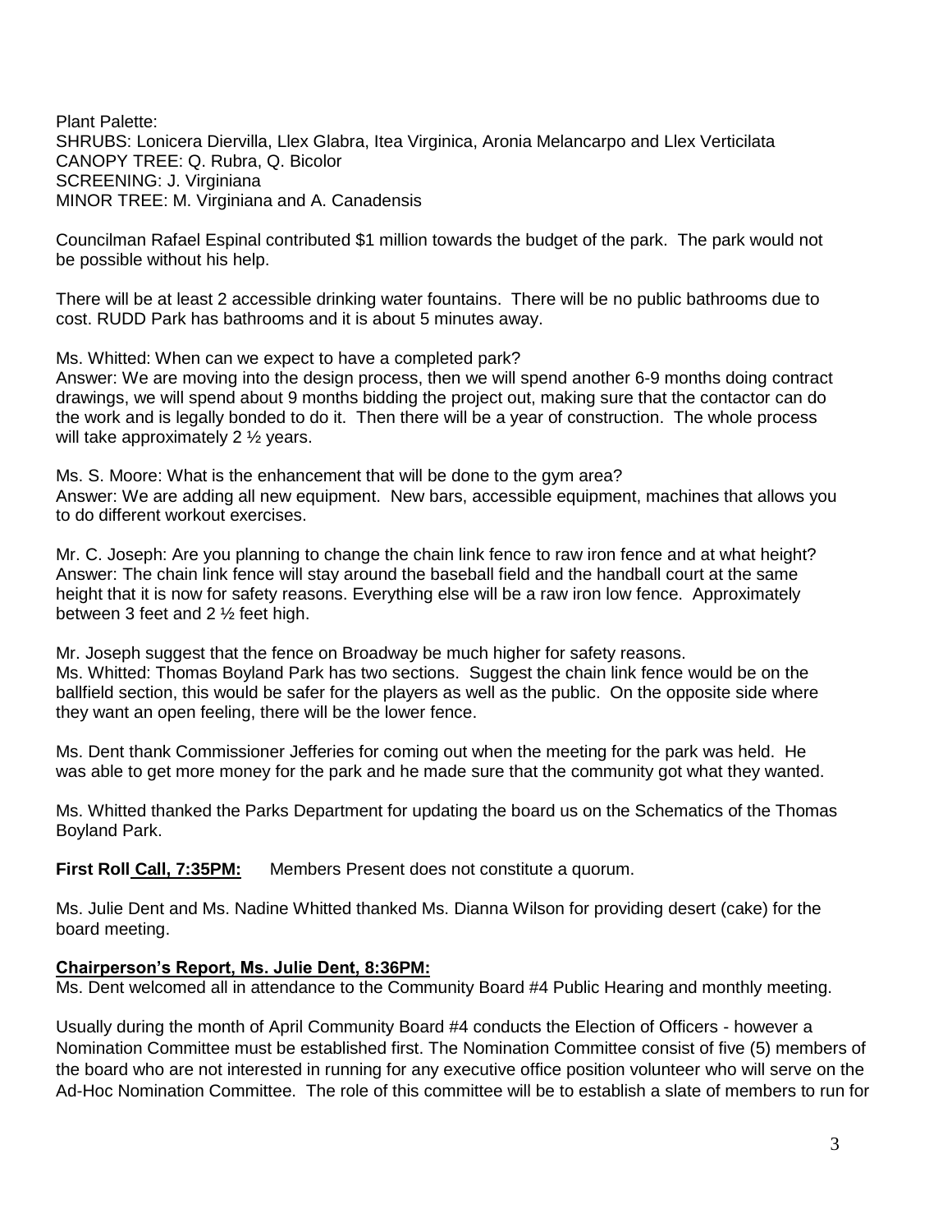Plant Palette:
SHRUBS: Lonicera Diervilla, Llex Glabra, Itea Virginica, Aronia Melancarpo and Llex Verticilata
CANOPY TREE: Q. Rubra, Q. Bicolor
SCREENING: J. Virginiana
MINOR TREE: M. Virginiana and A. Canadensis

Councilman Rafael Espinal contributed $1 million towards the budget of the park. The park would not be possible without his help.

There will be at least 2 accessible drinking water fountains. There will be no public bathrooms due to cost. RUDD Park has bathrooms and it is about 5 minutes away.

Ms. Whitted: When can we expect to have a completed park?
Answer: We are moving into the design process, then we will spend another 6-9 months doing contract drawings, we will spend about 9 months bidding the project out, making sure that the contactor can do the work and is legally bonded to do it. Then there will be a year of construction. The whole process will take approximately 2 ½ years.

Ms. S. Moore: What is the enhancement that will be done to the gym area?
Answer: We are adding all new equipment. New bars, accessible equipment, machines that allows you to do different workout exercises.

Mr. C. Joseph: Are you planning to change the chain link fence to raw iron fence and at what height?
Answer: The chain link fence will stay around the baseball field and the handball court at the same height that it is now for safety reasons. Everything else will be a raw iron low fence. Approximately between 3 feet and 2 ½ feet high.

Mr. Joseph suggest that the fence on Broadway be much higher for safety reasons.
Ms. Whitted: Thomas Boyland Park has two sections. Suggest the chain link fence would be on the ballfield section, this would be safer for the players as well as the public. On the opposite side where they want an open feeling, there will be the lower fence.

Ms. Dent thank Commissioner Jefferies for coming out when the meeting for the park was held. He was able to get more money for the park and he made sure that the community got what they wanted.

Ms. Whitted thanked the Parks Department for updating the board us on the Schematics of the Thomas Boyland Park.

**First Roll Call, 7:35PM:** Members Present does not constitute a quorum.

Ms. Julie Dent and Ms. Nadine Whitted thanked Ms. Dianna Wilson for providing desert (cake) for the board meeting.

**Chairperson's Report, Ms. Julie Dent, 8:36PM:**
Ms. Dent welcomed all in attendance to the Community Board #4 Public Hearing and monthly meeting.

Usually during the month of April Community Board #4 conducts the Election of Officers - however a Nomination Committee must be established first. The Nomination Committee consist of five (5) members of the board who are not interested in running for any executive office position volunteer who will serve on the Ad-Hoc Nomination Committee. The role of this committee will be to establish a slate of members to run for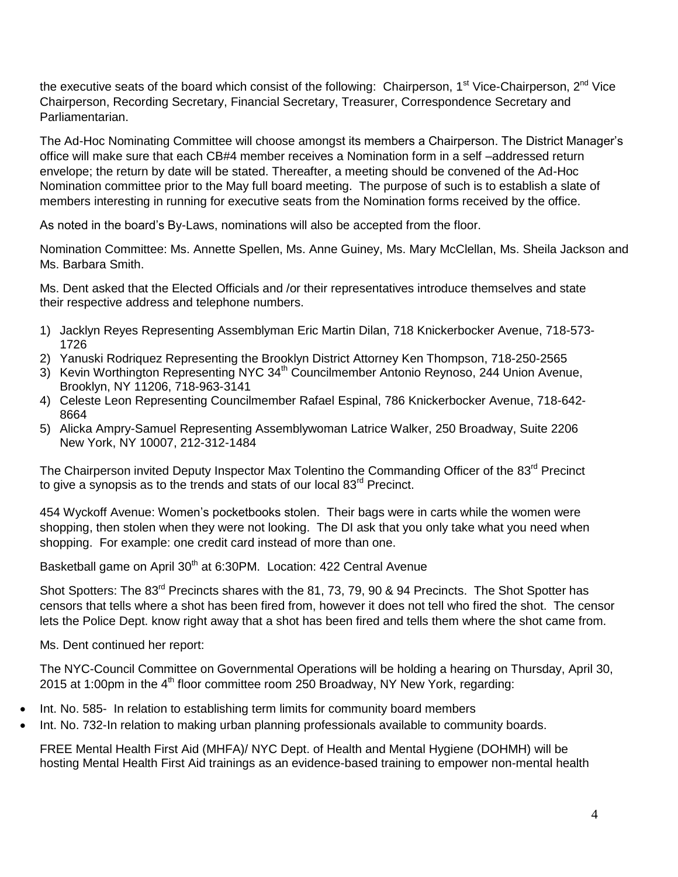the executive seats of the board which consist of the following: Chairperson, 1st Vice-Chairperson, 2nd Vice Chairperson, Recording Secretary, Financial Secretary, Treasurer, Correspondence Secretary and Parliamentarian.

The Ad-Hoc Nominating Committee will choose amongst its members a Chairperson. The District Manager's office will make sure that each CB#4 member receives a Nomination form in a self –addressed return envelope; the return by date will be stated. Thereafter, a meeting should be convened of the Ad-Hoc Nomination committee prior to the May full board meeting. The purpose of such is to establish a slate of members interesting in running for executive seats from the Nomination forms received by the office.

As noted in the board's By-Laws, nominations will also be accepted from the floor.

Nomination Committee: Ms. Annette Spellen, Ms. Anne Guiney, Ms. Mary McClellan, Ms. Sheila Jackson and Ms. Barbara Smith.

Ms. Dent asked that the Elected Officials and /or their representatives introduce themselves and state their respective address and telephone numbers.

1) Jacklyn Reyes Representing Assemblyman Eric Martin Dilan, 718 Knickerbocker Avenue, 718-573-1726
2) Yanuski Rodriquez Representing the Brooklyn District Attorney Ken Thompson, 718-250-2565
3) Kevin Worthington Representing NYC 34th Councilmember Antonio Reynoso, 244 Union Avenue, Brooklyn, NY 11206, 718-963-3141
4) Celeste Leon Representing Councilmember Rafael Espinal, 786 Knickerbocker Avenue, 718-642-8664
5) Alicka Ampry-Samuel Representing Assemblywoman Latrice Walker, 250 Broadway, Suite 2206 New York, NY 10007, 212-312-1484

The Chairperson invited Deputy Inspector Max Tolentino the Commanding Officer of the 83rd Precinct to give a synopsis as to the trends and stats of our local 83rd Precinct.

454 Wyckoff Avenue: Women's pocketbooks stolen. Their bags were in carts while the women were shopping, then stolen when they were not looking. The DI ask that you only take what you need when shopping. For example: one credit card instead of more than one.

Basketball game on April 30th at 6:30PM. Location: 422 Central Avenue

Shot Spotters: The 83rd Precincts shares with the 81, 73, 79, 90 & 94 Precincts. The Shot Spotter has censors that tells where a shot has been fired from, however it does not tell who fired the shot. The censor lets the Police Dept. know right away that a shot has been fired and tells them where the shot came from.

Ms. Dent continued her report:

The NYC-Council Committee on Governmental Operations will be holding a hearing on Thursday, April 30, 2015 at 1:00pm in the 4th floor committee room 250 Broadway, NY New York, regarding:

- Int. No. 585- In relation to establishing term limits for community board members
- Int. No. 732-In relation to making urban planning professionals available to community boards.

FREE Mental Health First Aid (MHFA)/ NYC Dept. of Health and Mental Hygiene (DOHMH) will be hosting Mental Health First Aid trainings as an evidence-based training to empower non-mental health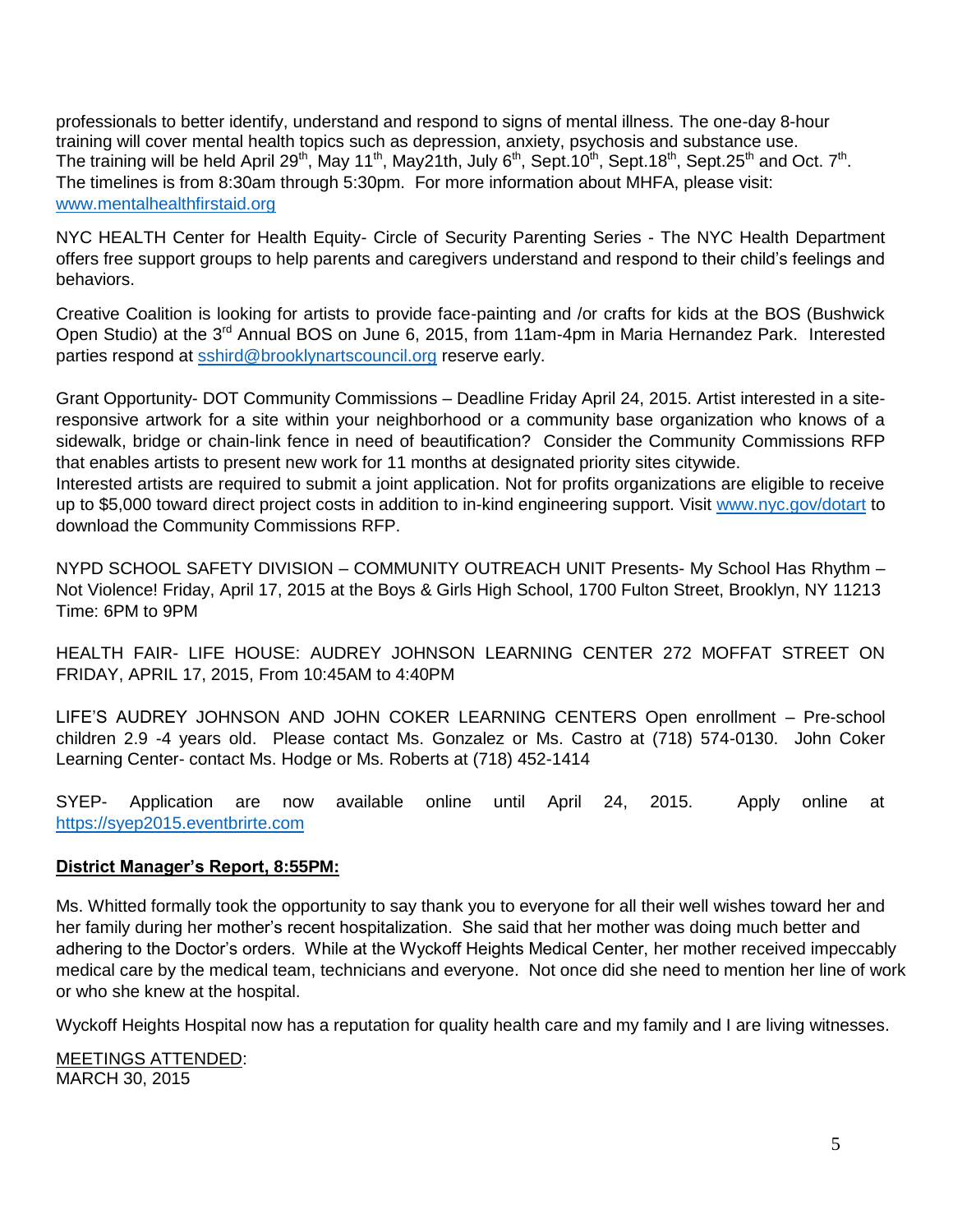professionals to better identify, understand and respond to signs of mental illness. The one-day 8-hour training will cover mental health topics such as depression, anxiety, psychosis and substance use. The training will be held April 29th, May 11th, May21th, July 6th, Sept.10th, Sept.18th, Sept.25th and Oct. 7th. The timelines is from 8:30am through 5:30pm. For more information about MHFA, please visit: www.mentalhealthfirstaid.org

NYC HEALTH Center for Health Equity- Circle of Security Parenting Series - The NYC Health Department offers free support groups to help parents and caregivers understand and respond to their child's feelings and behaviors.

Creative Coalition is looking for artists to provide face-painting and /or crafts for kids at the BOS (Bushwick Open Studio) at the 3rd Annual BOS on June 6, 2015, from 11am-4pm in Maria Hernandez Park. Interested parties respond at sshird@brooklynartscouncil.org reserve early.

Grant Opportunity- DOT Community Commissions – Deadline Friday April 24, 2015. Artist interested in a site-responsive artwork for a site within your neighborhood or a community base organization who knows of a sidewalk, bridge or chain-link fence in need of beautification? Consider the Community Commissions RFP that enables artists to present new work for 11 months at designated priority sites citywide.
Interested artists are required to submit a joint application. Not for profits organizations are eligible to receive up to $5,000 toward direct project costs in addition to in-kind engineering support. Visit www.nyc.gov/dotart to download the Community Commissions RFP.

NYPD SCHOOL SAFETY DIVISION – COMMUNITY OUTREACH UNIT Presents- My School Has Rhythm – Not Violence! Friday, April 17, 2015 at the Boys & Girls High School, 1700 Fulton Street, Brooklyn, NY 11213 Time: 6PM to 9PM

HEALTH FAIR- LIFE HOUSE: AUDREY JOHNSON LEARNING CENTER 272 MOFFAT STREET ON FRIDAY, APRIL 17, 2015, From 10:45AM to 4:40PM

LIFE'S AUDREY JOHNSON AND JOHN COKER LEARNING CENTERS Open enrollment – Pre-school children 2.9 -4 years old. Please contact Ms. Gonzalez or Ms. Castro at (718) 574-0130. John Coker Learning Center- contact Ms. Hodge or Ms. Roberts at (718) 452-1414

SYEP- Application are now available online until April 24, 2015. Apply online at https://syep2015.eventbrirte.com

**District Manager's Report, 8:55PM:**

Ms. Whitted formally took the opportunity to say thank you to everyone for all their well wishes toward her and her family during her mother's recent hospitalization. She said that her mother was doing much better and adhering to the Doctor's orders. While at the Wyckoff Heights Medical Center, her mother received impeccably medical care by the medical team, technicians and everyone. Not once did she need to mention her line of work or who she knew at the hospital.

Wyckoff Heights Hospital now has a reputation for quality health care and my family and I are living witnesses.

MEETINGS ATTENDED:
MARCH 30, 2015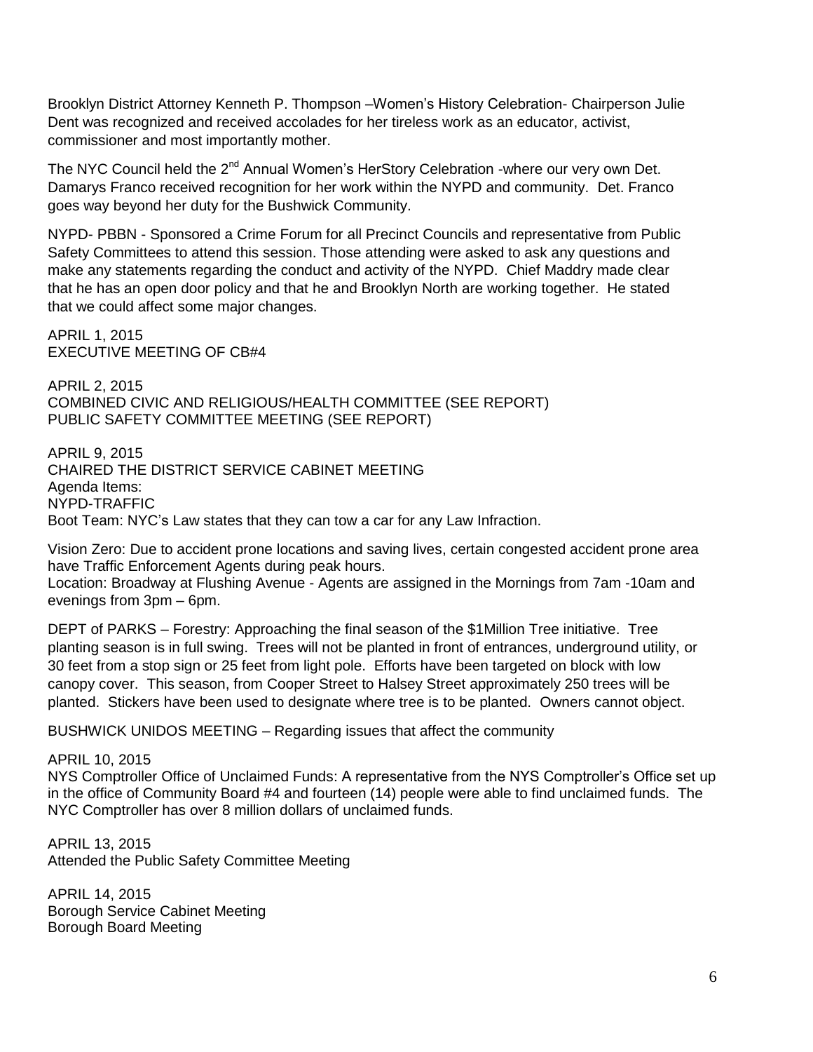Brooklyn District Attorney Kenneth P. Thompson –Women's History Celebration- Chairperson Julie Dent was recognized and received accolades for her tireless work as an educator, activist, commissioner and most importantly mother.

The NYC Council held the 2nd Annual Women's HerStory Celebration -where our very own Det. Damarys Franco received recognition for her work within the NYPD and community. Det. Franco goes way beyond her duty for the Bushwick Community.

NYPD- PBBN - Sponsored a Crime Forum for all Precinct Councils and representative from Public Safety Committees to attend this session. Those attending were asked to ask any questions and make any statements regarding the conduct and activity of the NYPD. Chief Maddry made clear that he has an open door policy and that he and Brooklyn North are working together. He stated that we could affect some major changes.

APRIL 1, 2015
EXECUTIVE MEETING OF CB#4

APRIL 2, 2015
COMBINED CIVIC AND RELIGIOUS/HEALTH COMMITTEE (SEE REPORT)
PUBLIC SAFETY COMMITTEE MEETING (SEE REPORT)

APRIL 9, 2015
CHAIRED THE DISTRICT SERVICE CABINET MEETING
Agenda Items:
NYPD-TRAFFIC
Boot Team: NYC's Law states that they can tow a car for any Law Infraction.

Vision Zero: Due to accident prone locations and saving lives, certain congested accident prone area have Traffic Enforcement Agents during peak hours.
Location: Broadway at Flushing Avenue - Agents are assigned in the Mornings from 7am -10am and evenings from 3pm – 6pm.

DEPT of PARKS – Forestry: Approaching the final season of the $1Million Tree initiative. Tree planting season is in full swing. Trees will not be planted in front of entrances, underground utility, or 30 feet from a stop sign or 25 feet from light pole. Efforts have been targeted on block with low canopy cover. This season, from Cooper Street to Halsey Street approximately 250 trees will be planted. Stickers have been used to designate where tree is to be planted. Owners cannot object.

BUSHWICK UNIDOS MEETING – Regarding issues that affect the community

APRIL 10, 2015
NYS Comptroller Office of Unclaimed Funds: A representative from the NYS Comptroller's Office set up in the office of Community Board #4 and fourteen (14) people were able to find unclaimed funds. The NYC Comptroller has over 8 million dollars of unclaimed funds.

APRIL 13, 2015
Attended the Public Safety Committee Meeting

APRIL 14, 2015
Borough Service Cabinet Meeting
Borough Board Meeting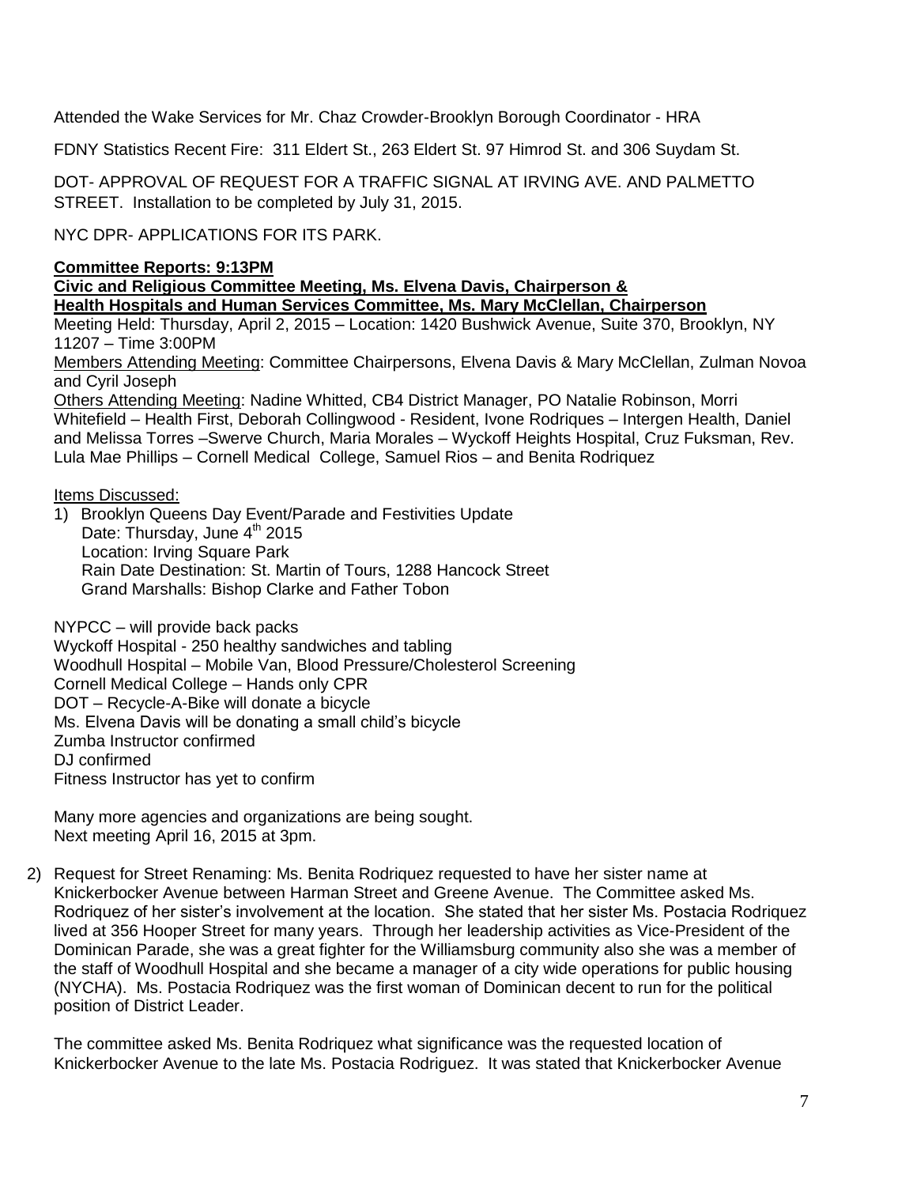Attended the Wake Services for Mr. Chaz Crowder-Brooklyn Borough Coordinator - HRA

FDNY Statistics Recent Fire: 311 Eldert St., 263 Eldert St. 97 Himrod St. and 306 Suydam St.

DOT- APPROVAL OF REQUEST FOR A TRAFFIC SIGNAL AT IRVING AVE. AND PALMETTO STREET. Installation to be completed by July 31, 2015.

NYC DPR- APPLICATIONS FOR ITS PARK.

**Committee Reports: 9:13PM**
**Civic and Religious Committee Meeting, Ms. Elvena Davis, Chairperson &**
**Health Hospitals and Human Services Committee, Ms. Mary McClellan, Chairperson**
Meeting Held: Thursday, April 2, 2015 – Location: 1420 Bushwick Avenue, Suite 370, Brooklyn, NY 11207 – Time 3:00PM
Members Attending Meeting: Committee Chairpersons, Elvena Davis & Mary McClellan, Zulman Novoa and Cyril Joseph
Others Attending Meeting: Nadine Whitted, CB4 District Manager, PO Natalie Robinson, Morri Whitefield – Health First, Deborah Collingwood - Resident, Ivone Rodriques – Intergen Health, Daniel and Melissa Torres –Swerve Church, Maria Morales – Wyckoff Heights Hospital, Cruz Fuksman, Rev. Lula Mae Phillips – Cornell Medical College, Samuel Rios – and Benita Rodriquez

Items Discussed:

1) Brooklyn Queens Day Event/Parade and Festivities Update
   Date: Thursday, June 4th 2015
   Location: Irving Square Park
   Rain Date Destination: St. Martin of Tours, 1288 Hancock Street
   Grand Marshalls: Bishop Clarke and Father Tobon

   NYPCC – will provide back packs
   Wyckoff Hospital - 250 healthy sandwiches and tabling
   Woodhull Hospital – Mobile Van, Blood Pressure/Cholesterol Screening
   Cornell Medical College – Hands only CPR
   DOT – Recycle-A-Bike will donate a bicycle
   Ms. Elvena Davis will be donating a small child's bicycle
   Zumba Instructor confirmed
   DJ confirmed
   Fitness Instructor has yet to confirm

   Many more agencies and organizations are being sought.
   Next meeting April 16, 2015 at 3pm.

2) Request for Street Renaming: Ms. Benita Rodriquez requested to have her sister name at Knickerbocker Avenue between Harman Street and Greene Avenue. The Committee asked Ms. Rodriquez of her sister's involvement at the location. She stated that her sister Ms. Postacia Rodriquez lived at 356 Hooper Street for many years. Through her leadership activities as Vice-President of the Dominican Parade, she was a great fighter for the Williamsburg community also she was a member of the staff of Woodhull Hospital and she became a manager of a city wide operations for public housing (NYCHA). Ms. Postacia Rodriquez was the first woman of Dominican decent to run for the political position of District Leader.

   The committee asked Ms. Benita Rodriquez what significance was the requested location of Knickerbocker Avenue to the late Ms. Postacia Rodriguez. It was stated that Knickerbocker Avenue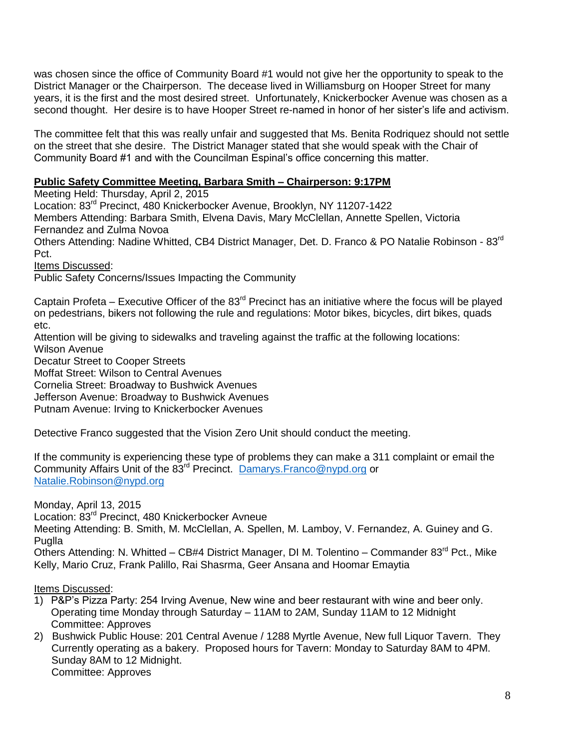was chosen since the office of Community Board #1 would not give her the opportunity to speak to the District Manager or the Chairperson. The decease lived in Williamsburg on Hooper Street for many years, it is the first and the most desired street. Unfortunately, Knickerbocker Avenue was chosen as a second thought. Her desire is to have Hooper Street re-named in honor of her sister's life and activism.

The committee felt that this was really unfair and suggested that Ms. Benita Rodriquez should not settle on the street that she desire. The District Manager stated that she would speak with the Chair of Community Board #1 and with the Councilman Espinal's office concerning this matter.

**Public Safety Committee Meeting, Barbara Smith – Chairperson: 9:17PM**

Meeting Held: Thursday, April 2, 2015
Location: 83rd Precinct, 480 Knickerbocker Avenue, Brooklyn, NY 11207-1422
Members Attending: Barbara Smith, Elvena Davis, Mary McClellan, Annette Spellen, Victoria Fernandez and Zulma Novoa
Others Attending: Nadine Whitted, CB4 District Manager, Det. D. Franco & PO Natalie Robinson - 83rd Pct.
Items Discussed:
Public Safety Concerns/Issues Impacting the Community

Captain Profeta – Executive Officer of the 83rd Precinct has an initiative where the focus will be played on pedestrians, bikers not following the rule and regulations: Motor bikes, bicycles, dirt bikes, quads etc.
Attention will be giving to sidewalks and traveling against the traffic at the following locations:
Wilson Avenue
Decatur Street to Cooper Streets
Moffat Street: Wilson to Central Avenues
Cornelia Street: Broadway to Bushwick Avenues
Jefferson Avenue: Broadway to Bushwick Avenues
Putnam Avenue: Irving to Knickerbocker Avenues

Detective Franco suggested that the Vision Zero Unit should conduct the meeting.

If the community is experiencing these type of problems they can make a 311 complaint or email the Community Affairs Unit of the 83rd Precinct. Damarys.Franco@nypd.org or Natalie.Robinson@nypd.org

Monday, April 13, 2015
Location: 83rd Precinct, 480 Knickerbocker Avneue
Meeting Attending: B. Smith, M. McClellan, A. Spellen, M. Lamboy, V. Fernandez, A. Guiney and G. Puglla
Others Attending: N. Whitted – CB#4 District Manager, DI M. Tolentino – Commander 83rd Pct., Mike Kelly, Mario Cruz, Frank Palillo, Rai Shasrma, Geer Ansana and Hoomar Emaytia

Items Discussed:

1) P&P's Pizza Party: 254 Irving Avenue, New wine and beer restaurant with wine and beer only. Operating time Monday through Saturday – 11AM to 2AM, Sunday 11AM to 12 Midnight
   Committee: Approves
2) Bushwick Public House: 201 Central Avenue / 1288 Myrtle Avenue, New full Liquor Tavern. They Currently operating as a bakery. Proposed hours for Tavern: Monday to Saturday 8AM to 4PM. Sunday 8AM to 12 Midnight.
   Committee: Approves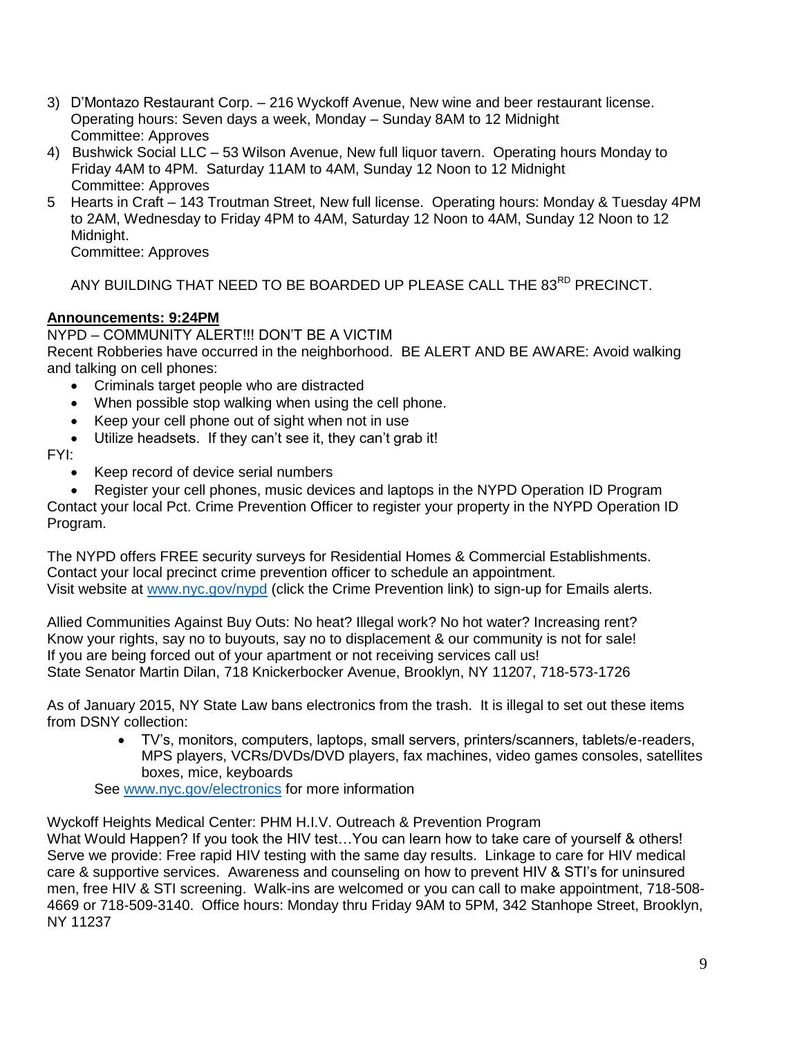3) D'Montazo Restaurant Corp. – 216 Wyckoff Avenue, New wine and beer restaurant license. Operating hours: Seven days a week, Monday – Sunday 8AM to 12 Midnight
   Committee: Approves
4) Bushwick Social LLC – 53 Wilson Avenue, New full liquor tavern. Operating hours Monday to Friday 4AM to 4PM. Saturday 11AM to 4AM, Sunday 12 Noon to 12 Midnight
   Committee: Approves
5 Hearts in Craft – 143 Troutman Street, New full license. Operating hours: Monday & Tuesday 4PM to 2AM, Wednesday to Friday 4PM to 4AM, Saturday 12 Noon to 4AM, Sunday 12 Noon to 12 Midnight.
   Committee: Approves

ANY BUILDING THAT NEED TO BE BOARDED UP PLEASE CALL THE 83RD PRECINCT.

**Announcements: 9:24PM**

NYPD – COMMUNITY ALERT!!! DON'T BE A VICTIM
Recent Robberies have occurred in the neighborhood. BE ALERT AND BE AWARE: Avoid walking and talking on cell phones:

- Criminals target people who are distracted
- When possible stop walking when using the cell phone.
- Keep your cell phone out of sight when not in use
- Utilize headsets. If they can't see it, they can't grab it!

FYI:

- Keep record of device serial numbers
- Register your cell phones, music devices and laptops in the NYPD Operation ID Program

Contact your local Pct. Crime Prevention Officer to register your property in the NYPD Operation ID Program.

The NYPD offers FREE security surveys for Residential Homes & Commercial Establishments. Contact your local precinct crime prevention officer to schedule an appointment.
Visit website at www.nyc.gov/nypd (click the Crime Prevention link) to sign-up for Emails alerts.

Allied Communities Against Buy Outs: No heat? Illegal work? No hot water? Increasing rent? Know your rights, say no to buyouts, say no to displacement & our community is not for sale! If you are being forced out of your apartment or not receiving services call us!
State Senator Martin Dilan, 718 Knickerbocker Avenue, Brooklyn, NY 11207, 718-573-1726

As of January 2015, NY State Law bans electronics from the trash. It is illegal to set out these items from DSNY collection:

- TV's, monitors, computers, laptops, small servers, printers/scanners, tablets/e-readers, MPS players, VCRs/DVDs/DVD players, fax machines, video games consoles, satellites boxes, mice, keyboards

See www.nyc.gov/electronics for more information

Wyckoff Heights Medical Center: PHM H.I.V. Outreach & Prevention Program
What Would Happen? If you took the HIV test…You can learn how to take care of yourself & others! Serve we provide: Free rapid HIV testing with the same day results. Linkage to care for HIV medical care & supportive services. Awareness and counseling on how to prevent HIV & STI's for uninsured men, free HIV & STI screening. Walk-ins are welcomed or you can call to make appointment, 718-508-4669 or 718-509-3140. Office hours: Monday thru Friday 9AM to 5PM, 342 Stanhope Street, Brooklyn, NY 11237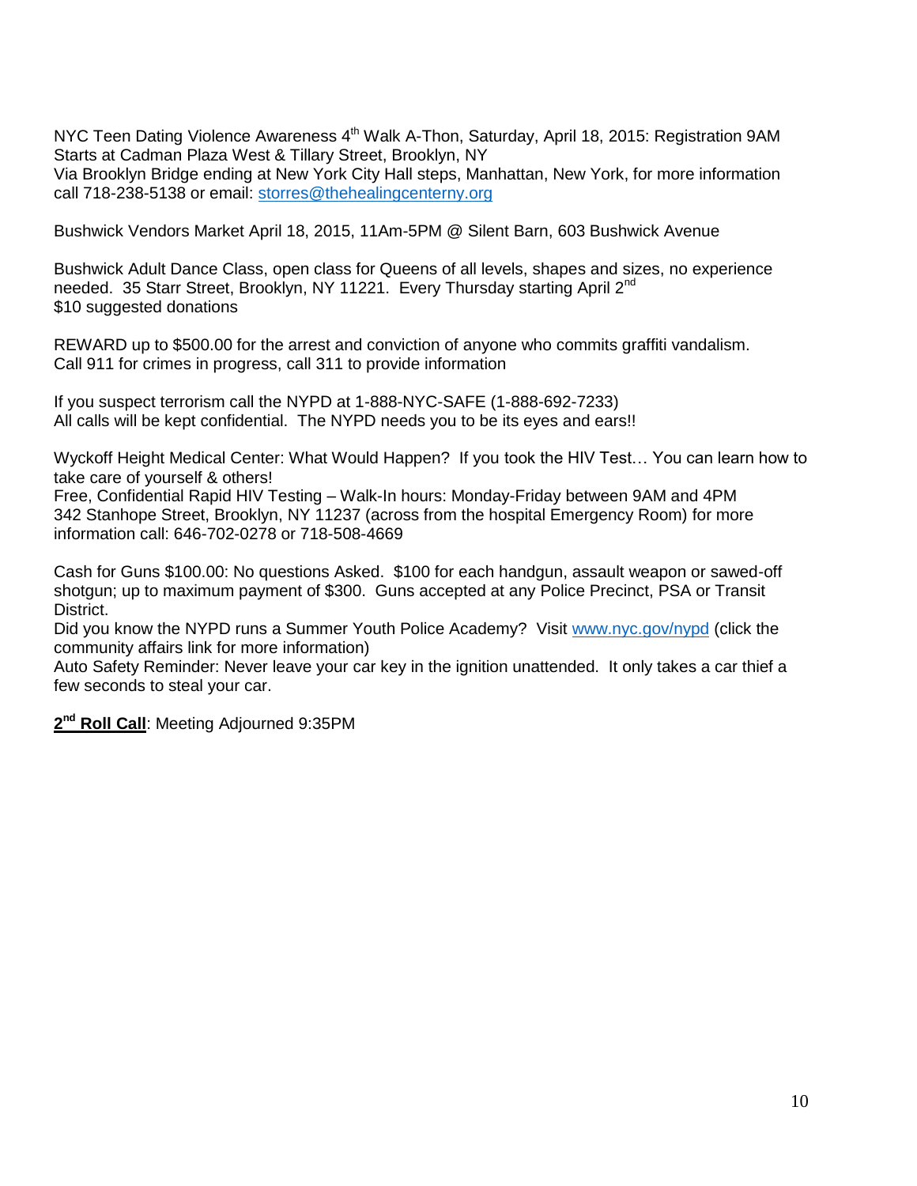NYC Teen Dating Violence Awareness 4th Walk A-Thon, Saturday, April 18, 2015: Registration 9AM
Starts at Cadman Plaza West & Tillary Street, Brooklyn, NY
Via Brooklyn Bridge ending at New York City Hall steps, Manhattan, New York, for more information call 718-238-5138 or email: storres@thehealingcenterny.org

Bushwick Vendors Market April 18, 2015, 11Am-5PM @ Silent Barn, 603 Bushwick Avenue

Bushwick Adult Dance Class, open class for Queens of all levels, shapes and sizes, no experience needed. 35 Starr Street, Brooklyn, NY 11221. Every Thursday starting April 2nd
$10 suggested donations

REWARD up to $500.00 for the arrest and conviction of anyone who commits graffiti vandalism.
Call 911 for crimes in progress, call 311 to provide information

If you suspect terrorism call the NYPD at 1-888-NYC-SAFE (1-888-692-7233)
All calls will be kept confidential. The NYPD needs you to be its eyes and ears!!

Wyckoff Height Medical Center: What Would Happen? If you took the HIV Test… You can learn how to take care of yourself & others!
Free, Confidential Rapid HIV Testing – Walk-In hours: Monday-Friday between 9AM and 4PM
342 Stanhope Street, Brooklyn, NY 11237 (across from the hospital Emergency Room) for more information call: 646-702-0278 or 718-508-4669

Cash for Guns $100.00: No questions Asked. $100 for each handgun, assault weapon or sawed-off shotgun; up to maximum payment of $300. Guns accepted at any Police Precinct, PSA or Transit District.
Did you know the NYPD runs a Summer Youth Police Academy? Visit www.nyc.gov/nypd (click the community affairs link for more information)
Auto Safety Reminder: Never leave your car key in the ignition unattended. It only takes a car thief a few seconds to steal your car.

**2nd Roll Call**: Meeting Adjourned 9:35PM